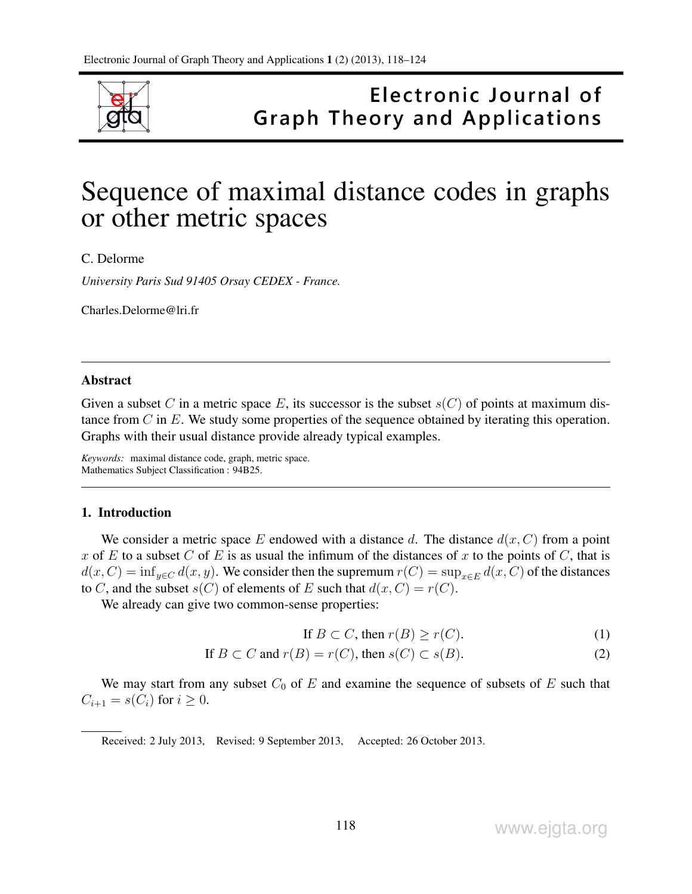# Sequence of maximal distance codes in graphs or other metric spaces

C. Delorme

*University Paris Sud 91405 Orsay CEDEX - France.*

Charles.Delorme@lri.fr

---

## Abstract

Given a subset $C$ in a metric space $E$, its successor is the subset $s(C)$ of points at maximum distance from $C$ in $E$. We study some properties of the sequence obtained by iterating this operation. Graphs with their usual distance provide already typical examples.

*Keywords:* maximal distance code, graph, metric space.
Mathematics Subject Classification : 94B25.

---

## 1. Introduction

We consider a metric space $E$ endowed with a distance $d$. The distance $d(x, C)$ from a point $x$ of $E$ to a subset $C$ of $E$ is as usual the infimum of the distances of $x$ to the points of $C$, that is $d(x, C) = \inf_{y \in C} d(x, y)$. We consider then the supremum $r(C) = \sup_{x \in E} d(x, C)$ of the distances to $C$, and the subset $s(C)$ of elements of $E$ such that $d(x, C) = r(C)$.

We already can give two common-sense properties:

$$\text{If } B \subset C, \text{ then } r(B) \geq r(C). \tag{1}$$

$$\text{If } B \subset C \text{ and } r(B) = r(C), \text{ then } s(C) \subset s(B). \tag{2}$$

We may start from any subset $C_0$ of $E$ and examine the sequence of subsets of $E$ such that $C_{i+1} = s(C_i)$ for $i \geq 0$.

Received: 2 July 2013, Revised: 9 September 2013, Accepted: 26 October 2013.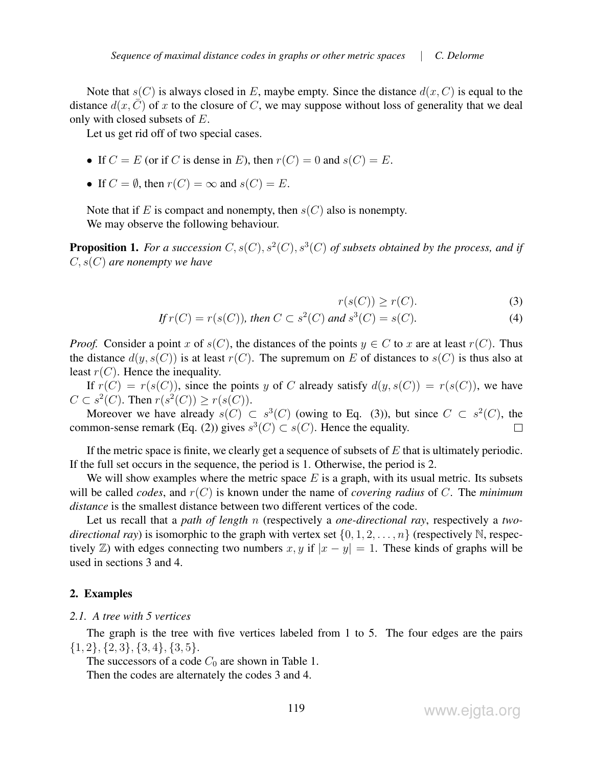Note that $s(C)$ is always closed in $E$, maybe empty. Since the distance $d(x, C)$ is equal to the distance $d(x, \bar{C})$ of $x$ to the closure of $C$, we may suppose without loss of generality that we deal only with closed subsets of $E$.

Let us get rid off of two special cases.

- If $C = E$ (or if $C$ is dense in $E$), then $r(C) = 0$ and $s(C) = E$.
- If $C = \emptyset$, then $r(C) = \infty$ and $s(C) = E$.

Note that if $E$ is compact and nonempty, then $s(C)$ also is nonempty.

We may observe the following behaviour.

**Proposition 1.** *For a succession $C, s(C), s^2(C), s^3(C)$ of subsets obtained by the process, and if $C, s(C)$ are nonempty we have*

$$r(s(C)) \geq r(C). \tag{3}$$

$$\text{If } r(C) = r(s(C)), \text{ then } C \subset s^2(C) \text{ and } s^3(C) = s(C). \tag{4}$$

*Proof.* Consider a point $x$ of $s(C)$, the distances of the points $y \in C$ to $x$ are at least $r(C)$. Thus the distance $d(y, s(C))$ is at least $r(C)$. The supremum on $E$ of distances to $s(C)$ is thus also at least $r(C)$. Hence the inequality.

If $r(C) = r(s(C))$, since the points $y$ of $C$ already satisfy $d(y, s(C)) = r(s(C))$, we have $C \subset s^2(C)$. Then $r(s^2(C)) \geq r(s(C))$.

Moreover we have already $s(C) \subset s^3(C)$ (owing to Eq. (3)), but since $C \subset s^2(C)$, the common-sense remark (Eq. (2)) gives $s^3(C) \subset s(C)$. Hence the equality. $\square$

If the metric space is finite, we clearly get a sequence of subsets of $E$ that is ultimately periodic. If the full set occurs in the sequence, the period is 1. Otherwise, the period is 2.

We will show examples where the metric space $E$ is a graph, with its usual metric. Its subsets will be called *codes*, and $r(C)$ is known under the name of *covering radius* of $C$. The *minimum distance* is the smallest distance between two different vertices of the code.

Let us recall that a *path of length* $n$ (respectively a *one-directional ray*, respectively a *two-directional ray*) is isomorphic to the graph with vertex set $\{0, 1, 2, \ldots, n\}$ (respectively $\mathbb{N}$, respectively $\mathbb{Z}$) with edges connecting two numbers $x, y$ if $|x - y| = 1$. These kinds of graphs will be used in sections 3 and 4.

## 2. Examples

### 2.1. A tree with 5 vertices

The graph is the tree with five vertices labeled from 1 to 5. The four edges are the pairs $\{1, 2\}, \{2, 3\}, \{3, 4\}, \{3, 5\}$.

The successors of a code $C_0$ are shown in Table 1.

Then the codes are alternately the codes 3 and 4.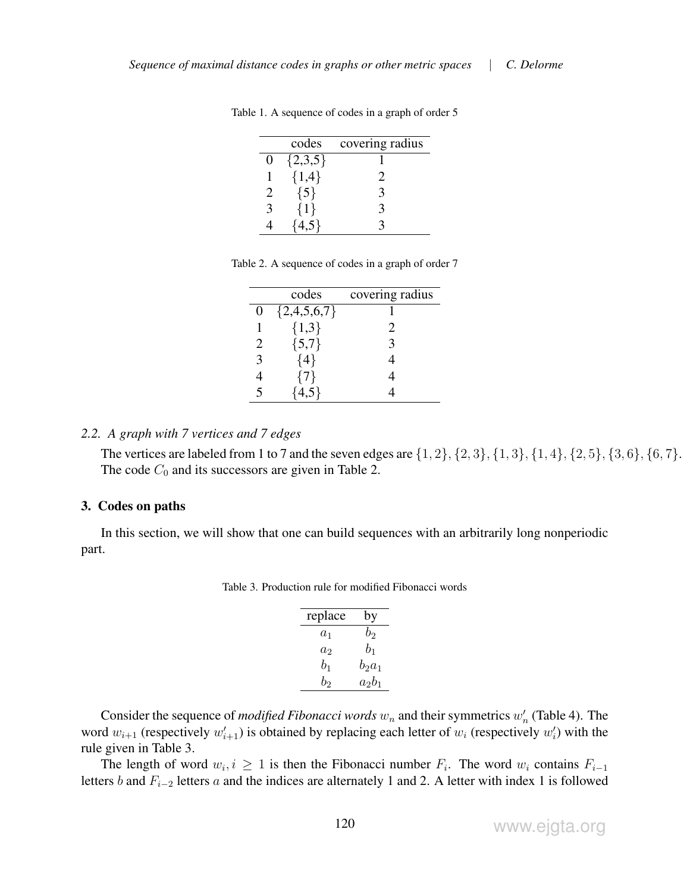Table 1. A sequence of codes in a graph of order 5

|  | codes | covering radius |
|---|---|---|
| 0 | {2,3,5} | 1 |
| 1 | {1,4} | 2 |
| 2 | {5} | 3 |
| 3 | {1} | 3 |
| 4 | {4,5} | 3 |

Table 2. A sequence of codes in a graph of order 7

|  | codes | covering radius |
|---|---|---|
| 0 | {2,4,5,6,7} | 1 |
| 1 | {1,3} | 2 |
| 2 | {5,7} | 3 |
| 3 | {4} | 4 |
| 4 | {7} | 4 |
| 5 | {4,5} | 4 |

### *2.2. A graph with 7 vertices and 7 edges*

The vertices are labeled from 1 to 7 and the seven edges are $\{1,2\}, \{2,3\}, \{1,3\}, \{1,4\}, \{2,5\}, \{3,6\}, \{6,7\}$. The code $C_0$ and its successors are given in Table 2.

## 3. Codes on paths

In this section, we will show that one can build sequences with an arbitrarily long nonperiodic part.

Table 3. Production rule for modified Fibonacci words

| replace | by |
|---|---|
| $a_1$ | $b_2$ |
| $a_2$ | $b_1$ |
| $b_1$ | $b_2a_1$ |
| $b_2$ | $a_2b_1$ |

Consider the sequence of *modified Fibonacci words* $w_n$ and their symmetrics $w'_n$ (Table 4). The word $w_{i+1}$ (respectively $w'_{i+1}$) is obtained by replacing each letter of $w_i$ (respectively $w'_i$) with the rule given in Table 3.

The length of word $w_i, i \geq 1$ is then the Fibonacci number $F_i$. The word $w_i$ contains $F_{i-1}$ letters $b$ and $F_{i-2}$ letters $a$ and the indices are alternately 1 and 2. A letter with index 1 is followed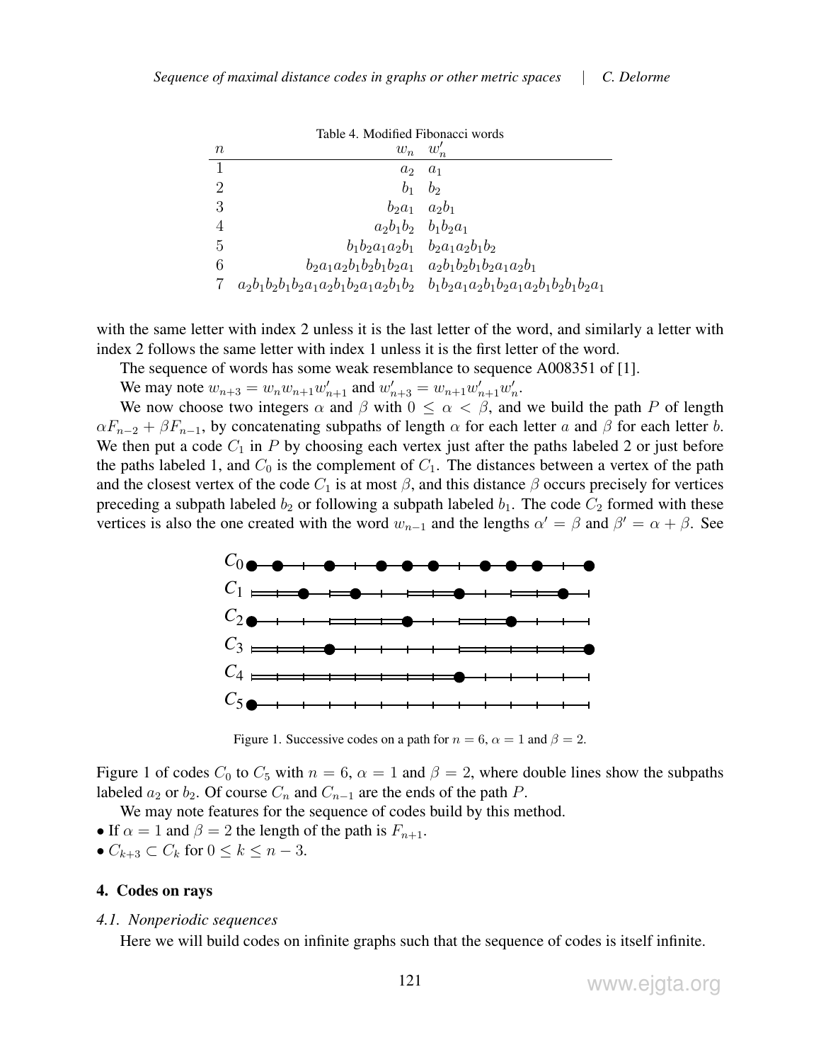Table 4. Modified Fibonacci words

| $n$ | $w_n$ | $w'_n$ |
|---|---|---|
| 1 | $a_2$ | $a_1$ |
| 2 | $b_1$ | $b_2$ |
| 3 | $b_2a_1$ | $a_2b_1$ |
| 4 | $a_2b_1b_2$ | $b_1b_2a_1$ |
| 5 | $b_1b_2a_1a_2b_1$ | $b_2a_1a_2b_1b_2$ |
| 6 | $b_2a_1a_2b_1b_2b_1b_2a_1$ | $a_2b_1b_2b_1b_2a_1a_2b_1$ |
| 7 | $a_2b_1b_2b_1b_2a_1a_2b_1b_2a_1a_2b_1b_2$ | $b_1b_2a_1a_2b_1b_2a_1a_2b_1b_2b_1b_2a_1$ |

with the same letter with index 2 unless it is the last letter of the word, and similarly a letter with index 2 follows the same letter with index 1 unless it is the first letter of the word.

The sequence of words has some weak resemblance to sequence A008351 of [1].

We may note $w_{n+3} = w_n w_{n+1} w'_{n+1}$ and $w'_{n+3} = w_{n+1} w'_{n+1} w'_n$.

We now choose two integers $\alpha$ and $\beta$ with $0 \leq \alpha < \beta$, and we build the path $P$ of length $\alpha F_{n-2} + \beta F_{n-1}$, by concatenating subpaths of length $\alpha$ for each letter $a$ and $\beta$ for each letter $b$. We then put a code $C_1$ in $P$ by choosing each vertex just after the paths labeled 2 or just before the paths labeled 1, and $C_0$ is the complement of $C_1$. The distances between a vertex of the path and the closest vertex of the code $C_1$ is at most $\beta$, and this distance $\beta$ occurs precisely for vertices preceding a subpath labeled $b_2$ or following a subpath labeled $b_1$. The code $C_2$ formed with these vertices is also the one created with the word $w_{n-1}$ and the lengths $\alpha' = \beta$ and $\beta' = \alpha + \beta$. See

Figure 1. Successive codes on a path for $n = 6$, $\alpha = 1$ and $\beta = 2$.

Figure 1 of codes $C_0$ to $C_5$ with $n = 6$, $\alpha = 1$ and $\beta = 2$, where double lines show the subpaths labeled $a_2$ or $b_2$. Of course $C_n$ and $C_{n-1}$ are the ends of the path $P$.

We may note features for the sequence of codes build by this method.

- If $\alpha = 1$ and $\beta = 2$ the length of the path is $F_{n+1}$.
- $C_{k+3} \subset C_k$ for $0 \leq k \leq n - 3$.

## 4. Codes on rays

### *4.1. Nonperiodic sequences*

Here we will build codes on infinite graphs such that the sequence of codes is itself infinite.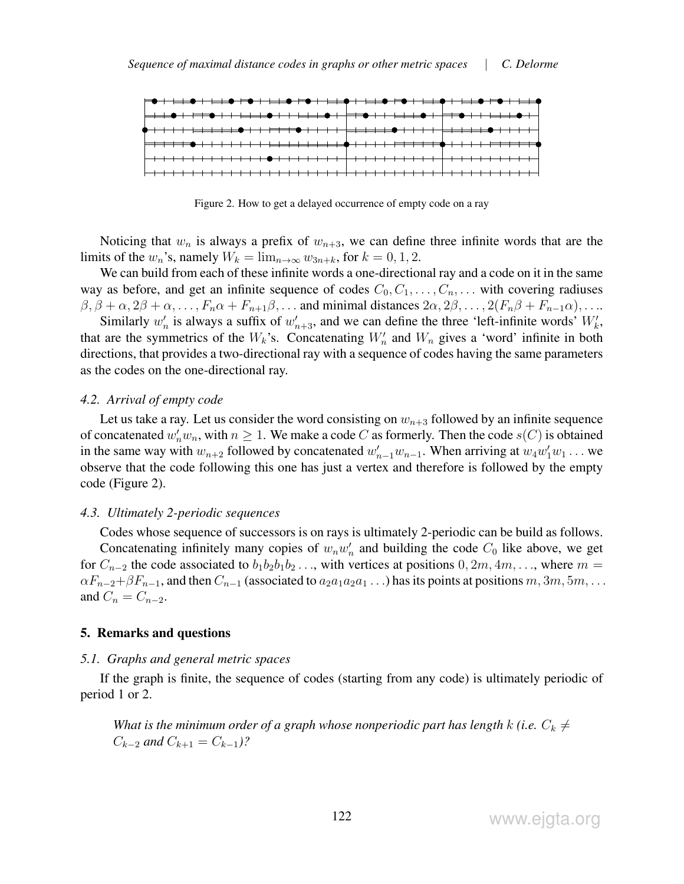Figure 2. How to get a delayed occurrence of empty code on a ray

Noticing that $w_n$ is always a prefix of $w_{n+3}$, we can define three infinite words that are the limits of the $w_n$'s, namely $W_k = \lim_{n\to\infty} w_{3n+k}$, for $k = 0, 1, 2$.

We can build from each of these infinite words a one-directional ray and a code on it in the same way as before, and get an infinite sequence of codes $C_0, C_1, \ldots, C_n, \ldots$ with covering radiuses $\beta, \beta+\alpha, 2\beta+\alpha, \ldots, F_n\alpha + F_{n+1}\beta, \ldots$ and minimal distances $2\alpha, 2\beta, \ldots, 2(F_n\beta + F_{n-1}\alpha), \ldots$.

Similarly $w'_n$ is always a suffix of $w'_{n+3}$, and we can define the three 'left-infinite words' $W'_k$, that are the symmetrics of the $W_k$'s. Concatenating $W'_n$ and $W_n$ gives a 'word' infinite in both directions, that provides a two-directional ray with a sequence of codes having the same parameters as the codes on the one-directional ray.

### *4.2. Arrival of empty code*

Let us take a ray. Let us consider the word consisting on $w_{n+3}$ followed by an infinite sequence of concatenated $w'_n w_n$, with $n \geq 1$. We make a code $C$ as formerly. Then the code $s(C)$ is obtained in the same way with $w_{n+2}$ followed by concatenated $w'_{n-1}w_{n-1}$. When arriving at $w_4 w'_1 w_1 \ldots$ we observe that the code following this one has just a vertex and therefore is followed by the empty code (Figure 2).

### *4.3. Ultimately 2-periodic sequences*

Codes whose sequence of successors is on rays is ultimately 2-periodic can be build as follows.

Concatenating infinitely many copies of $w_n w'_n$ and building the code $C_0$ like above, we get for $C_{n-2}$ the code associated to $b_1b_2b_1b_2\ldots$, with vertices at positions $0, 2m, 4m, \ldots$, where $m = \alpha F_{n-2} + \beta F_{n-1}$, and then $C_{n-1}$ (associated to $a_2a_1a_2a_1\ldots$) has its points at positions $m, 3m, 5m, \ldots$ and $C_n = C_{n-2}$.

## 5. Remarks and questions

### *5.1. Graphs and general metric spaces*

If the graph is finite, the sequence of codes (starting from any code) is ultimately periodic of period 1 or 2.

> *What is the minimum order of a graph whose nonperiodic part has length $k$ (i.e. $C_k \neq C_{k-2}$ and $C_{k+1} = C_{k-1}$)?*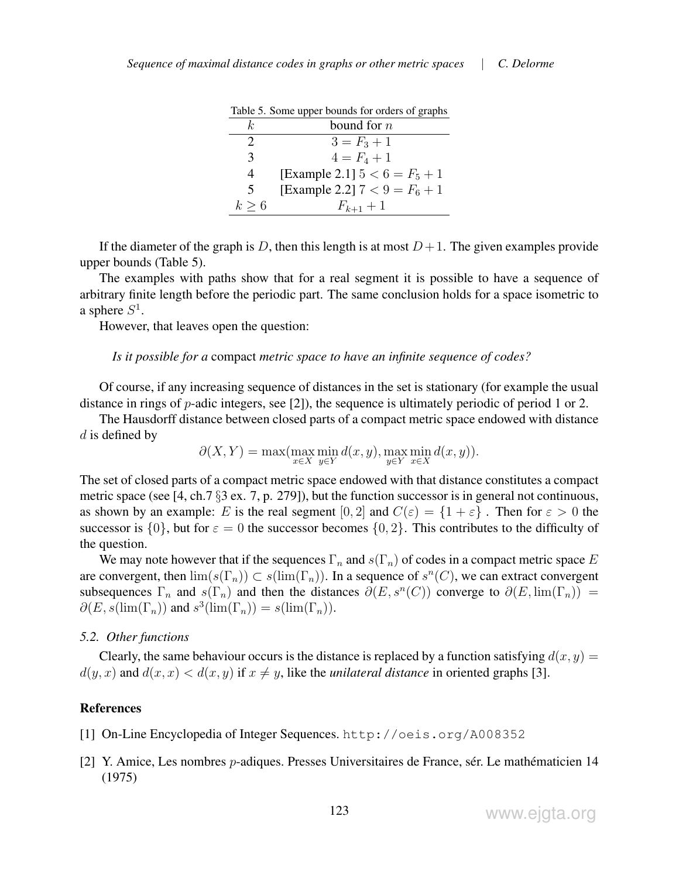Table 5. Some upper bounds for orders of graphs

| $k$ | bound for $n$ |
|---|---|
| 2 | $3 = F_3 + 1$ |
| 3 | $4 = F_4 + 1$ |
| 4 | [Example 2.1] $5 < 6 = F_5 + 1$ |
| 5 | [Example 2.2] $7 < 9 = F_6 + 1$ |
| $k \geq 6$ | $F_{k+1} + 1$ |

If the diameter of the graph is $D$, then this length is at most $D+1$. The given examples provide upper bounds (Table 5).

The examples with paths show that for a real segment it is possible to have a sequence of arbitrary finite length before the periodic part. The same conclusion holds for a space isometric to a sphere $S^1$.

However, that leaves open the question:

*Is it possible for a* compact *metric space to have an infinite sequence of codes?*

Of course, if any increasing sequence of distances in the set is stationary (for example the usual distance in rings of $p$-adic integers, see [2]), the sequence is ultimately periodic of period 1 or 2.

The Hausdorff distance between closed parts of a compact metric space endowed with distance $d$ is defined by

$$\partial(X, Y) = \max(\max_{x \in X} \min_{y \in Y} d(x, y), \max_{y \in Y} \min_{x \in X} d(x, y)).$$

The set of closed parts of a compact metric space endowed with that distance constitutes a compact metric space (see [4, ch.7 §3 ex. 7, p. 279]), but the function successor is in general not continuous, as shown by an example: $E$ is the real segment $[0, 2]$ and $C(\varepsilon) = \{1 + \varepsilon\}$ . Then for $\varepsilon > 0$ the successor is $\{0\}$, but for $\varepsilon = 0$ the successor becomes $\{0, 2\}$. This contributes to the difficulty of the question.

We may note however that if the sequences $\Gamma_n$ and $s(\Gamma_n)$ of codes in a compact metric space $E$ are convergent, then $\lim(s(\Gamma_n)) \subset s(\lim(\Gamma_n))$. In a sequence of $s^n(C)$, we can extract convergent subsequences $\Gamma_n$ and $s(\Gamma_n)$ and then the distances $\partial(E, s^n(C))$ converge to $\partial(E, \lim(\Gamma_n)) = \partial(E, s(\lim(\Gamma_n))$ and $s^3(\lim(\Gamma_n)) = s(\lim(\Gamma_n))$.

### 5.2. Other functions

Clearly, the same behaviour occurs is the distance is replaced by a function satisfying $d(x, y) = d(y, x)$ and $d(x, x) < d(x, y)$ if $x \neq y$, like the *unilateral distance* in oriented graphs [3].

## References

[1] On-Line Encyclopedia of Integer Sequences. http://oeis.org/A008352

[2] Y. Amice, Les nombres $p$-adiques. Presses Universitaires de France, sér. Le mathématicien 14 (1975)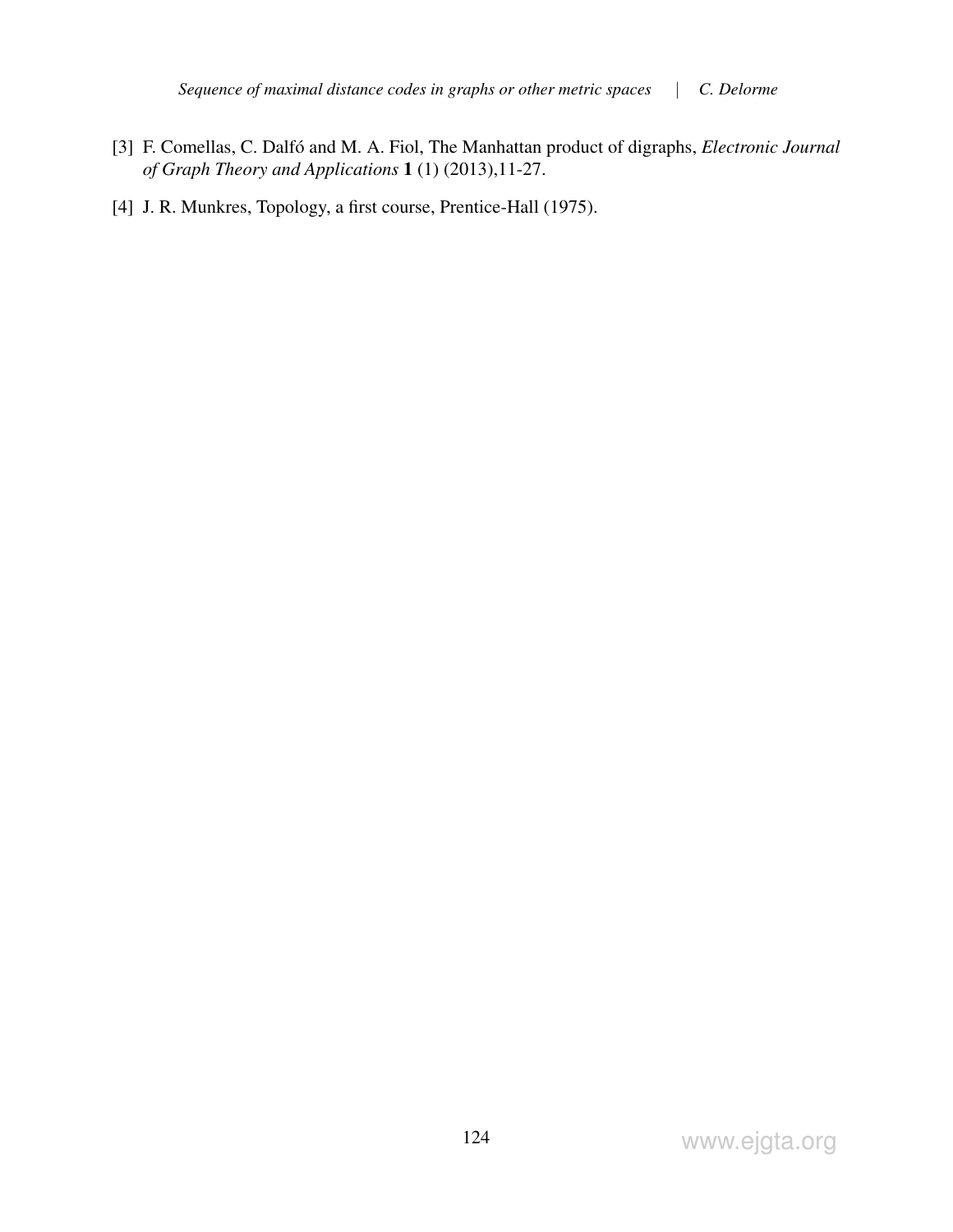[3] F. Comellas, C. Dalfó and M. A. Fiol, The Manhattan product of digraphs, *Electronic Journal of Graph Theory and Applications* **1** (1) (2013),11-27.

[4] J. R. Munkres, Topology, a first course, Prentice-Hall (1975).